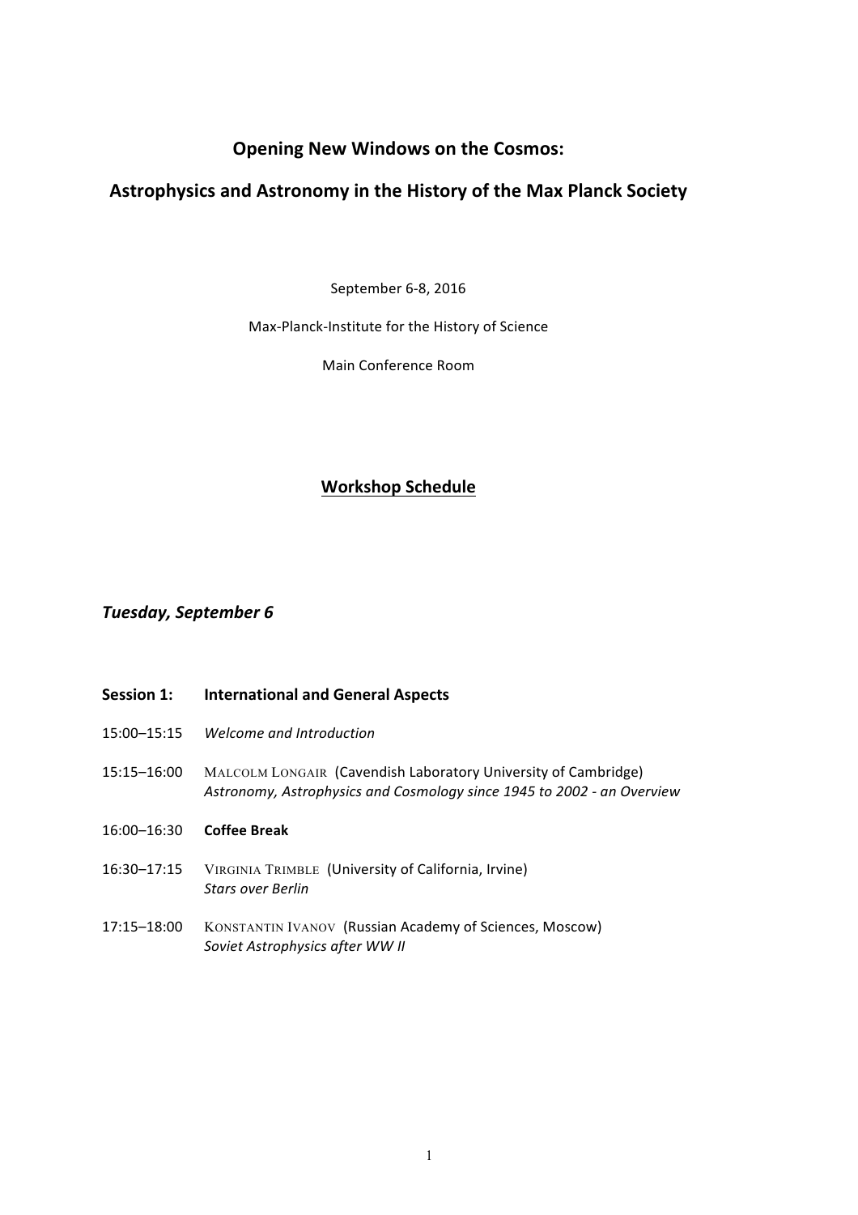# Opening New Windows on the Cosmos:

# Astrophysics and Astronomy in the History of the Max Planck Society

September 6-8, 2016

Max-Planck-Institute for the History of Science

Main Conference Room

## <u>Workshop Schedule</u>

### *Tuesday, September 6*

**Session 1: International and General Aspects**

15:00–15:15 *Welcome and Introduction*

15:15–16:00 MALCOLM LONGAIR (Cavendish Laboratory University of Cambridge)
*Astronomy, Astrophysics and Cosmology since 1945 to 2002 - an Overview*

16:00–16:30 **Coffee Break**

16:30–17:15 VIRGINIA TRIMBLE (University of California, Irvine)
*Stars over Berlin*

17:15–18:00 KONSTANTIN IVANOV (Russian Academy of Sciences, Moscow)
*Soviet Astrophysics after WW II*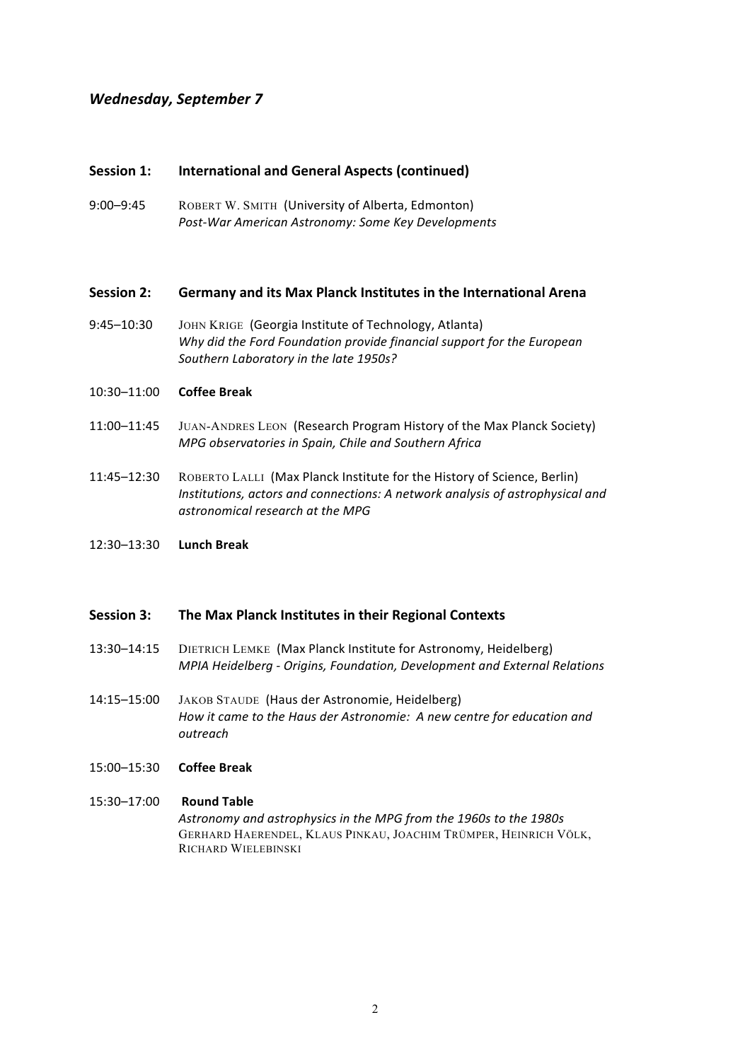## *Wednesday, September 7*

### Session 1: International and General Aspects (continued)

9:00–9:45 ROBERT W. SMITH (University of Alberta, Edmonton)
*Post-War American Astronomy: Some Key Developments*

### Session 2: Germany and its Max Planck Institutes in the International Arena

9:45–10:30 JOHN KRIGE (Georgia Institute of Technology, Atlanta)
*Why did the Ford Foundation provide financial support for the European Southern Laboratory in the late 1950s?*

10:30–11:00 **Coffee Break**

11:00–11:45 JUAN-ANDRES LEON (Research Program History of the Max Planck Society)
*MPG observatories in Spain, Chile and Southern Africa*

11:45–12:30 ROBERTO LALLI (Max Planck Institute for the History of Science, Berlin)
*Institutions, actors and connections: A network analysis of astrophysical and astronomical research at the MPG*

12:30–13:30 **Lunch Break**

### Session 3: The Max Planck Institutes in their Regional Contexts

13:30–14:15 DIETRICH LEMKE (Max Planck Institute for Astronomy, Heidelberg)
*MPIA Heidelberg - Origins, Foundation, Development and External Relations*

14:15–15:00 JAKOB STAUDE (Haus der Astronomie, Heidelberg)
*How it came to the Haus der Astronomie: A new centre for education and outreach*

15:00–15:30 **Coffee Break**

15:30–17:00 **Round Table**
*Astronomy and astrophysics in the MPG from the 1960s to the 1980s*
GERHARD HAERENDEL, KLAUS PINKAU, JOACHIM TRÜMPER, HEINRICH VÖLK, RICHARD WIELEBINSKI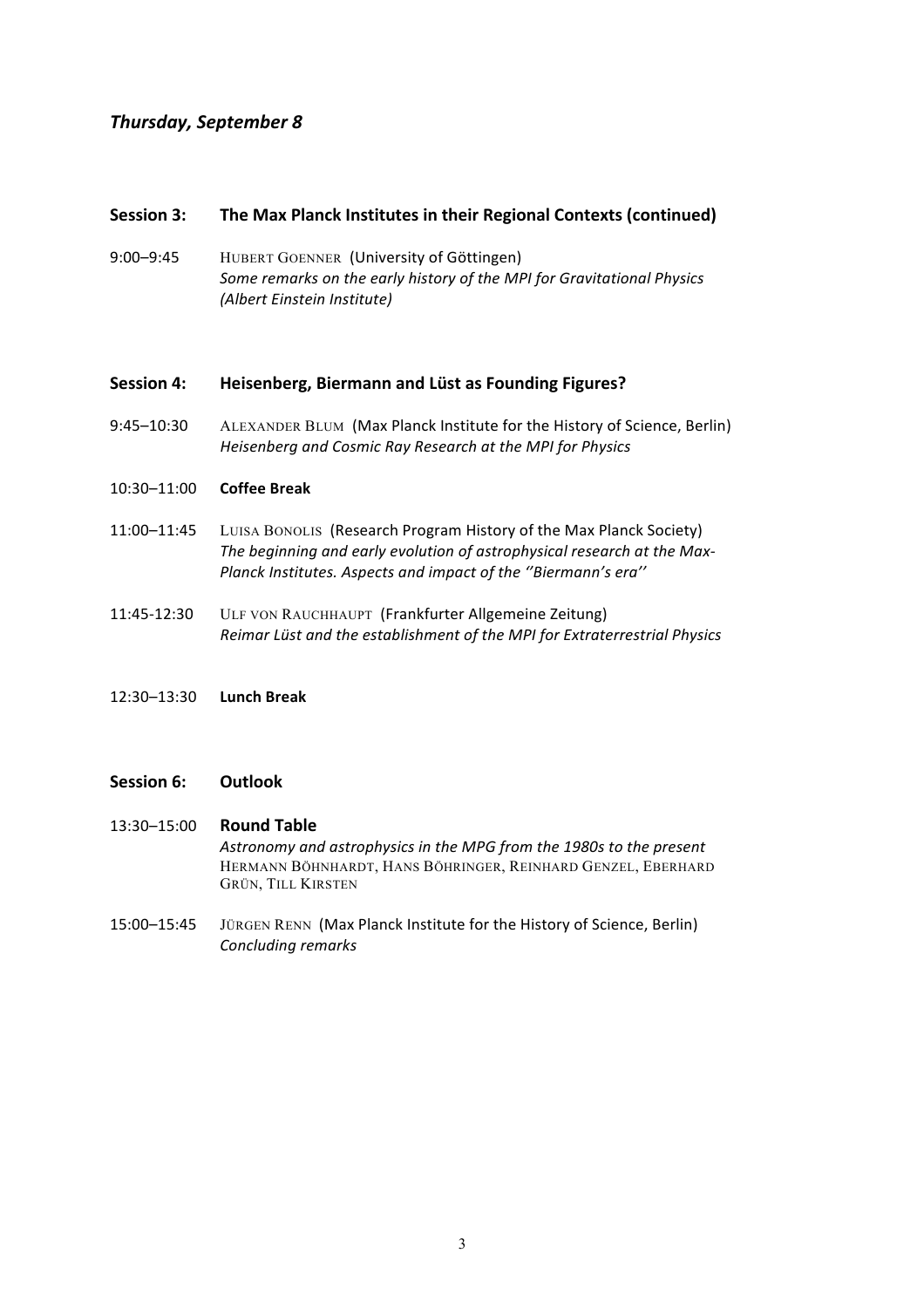## *Thursday, September 8*

### Session 3: The Max Planck Institutes in their Regional Contexts (continued)

9:00–9:45 HUBERT GOENNER (University of Göttingen)
*Some remarks on the early history of the MPI for Gravitational Physics (Albert Einstein Institute)*

### Session 4: Heisenberg, Biermann and Lüst as Founding Figures?

9:45–10:30 ALEXANDER BLUM (Max Planck Institute for the History of Science, Berlin)
*Heisenberg and Cosmic Ray Research at the MPI for Physics*

10:30–11:00 **Coffee Break**

11:00–11:45 LUISA BONOLIS (Research Program History of the Max Planck Society)
*The beginning and early evolution of astrophysical research at the Max-Planck Institutes. Aspects and impact of the ''Biermann's era''*

11:45-12:30 ULF VON RAUCHHAUPT (Frankfurter Allgemeine Zeitung)
*Reimar Lüst and the establishment of the MPI for Extraterrestrial Physics*

12:30–13:30 **Lunch Break**

### Session 6: Outlook

13:30–15:00 **Round Table**
*Astronomy and astrophysics in the MPG from the 1980s to the present*
HERMANN BÖHNHARDT, HANS BÖHRINGER, REINHARD GENZEL, EBERHARD GRÜN, TILL KIRSTEN

15:00–15:45 JÜRGEN RENN (Max Planck Institute for the History of Science, Berlin)
*Concluding remarks*